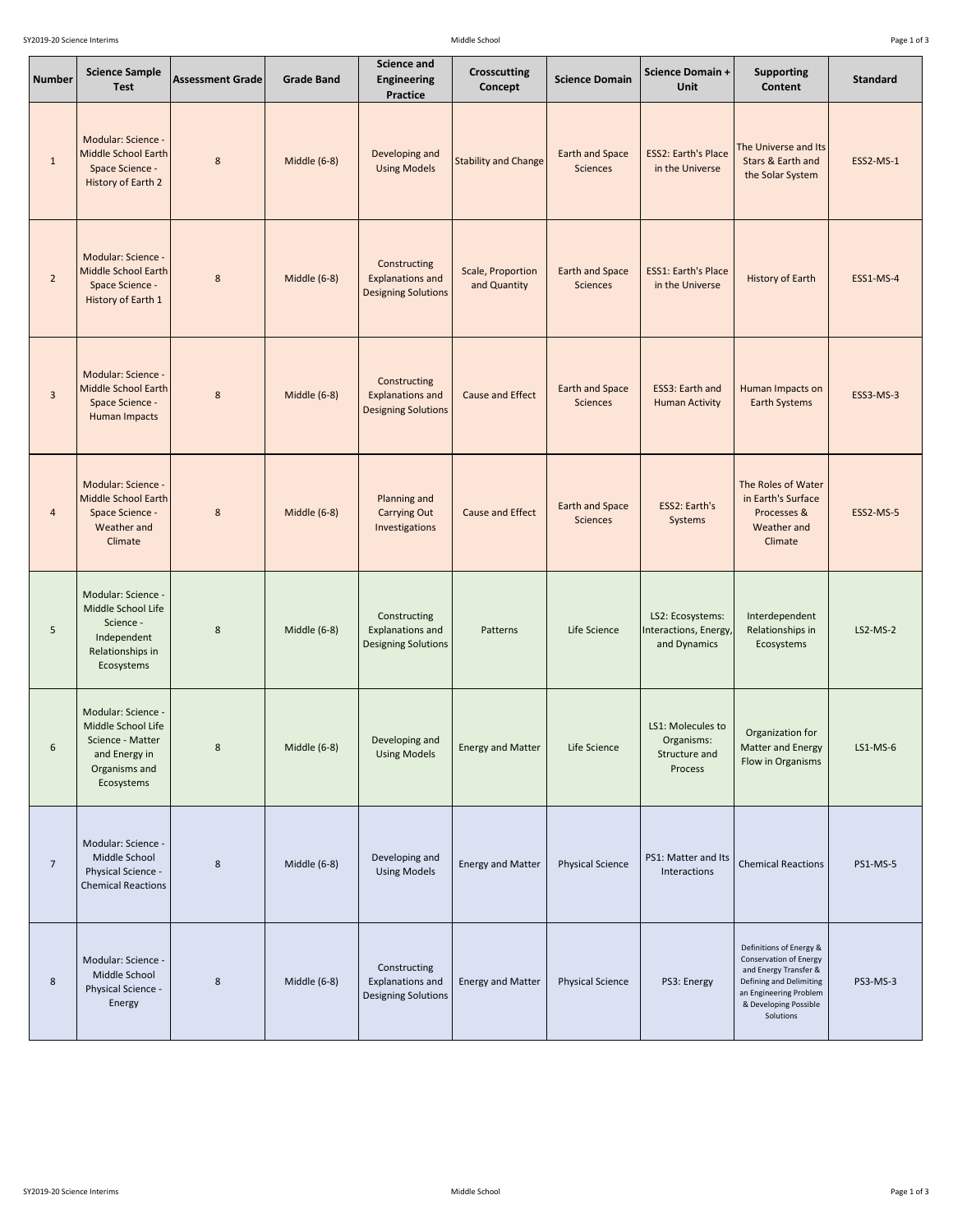| Number | Science Sample Test | Assessment Grade | Grade Band | Science and Engineering Practice | Crosscutting Concept | Science Domain | Science Domain + Unit | Supporting Content | Standard |
|---|---|---|---|---|---|---|---|---|---|
| 1 | Modular: Science - Middle School Earth Space Science - History of Earth 2 | 8 | Middle (6-8) | Developing and Using Models | Stability and Change | Earth and Space Sciences | ESS2: Earth's Place in the Universe | The Universe and Its Stars & Earth and the Solar System | ESS2-MS-1 |
| 2 | Modular: Science - Middle School Earth Space Science - History of Earth 1 | 8 | Middle (6-8) | Constructing Explanations and Designing Solutions | Scale, Proportion and Quantity | Earth and Space Sciences | ESS1: Earth's Place in the Universe | History of Earth | ESS1-MS-4 |
| 3 | Modular: Science - Middle School Earth Space Science - Human Impacts | 8 | Middle (6-8) | Constructing Explanations and Designing Solutions | Cause and Effect | Earth and Space Sciences | ESS3: Earth and Human Activity | Human Impacts on Earth Systems | ESS3-MS-3 |
| 4 | Modular: Science - Middle School Earth Space Science - Weather and Climate | 8 | Middle (6-8) | Planning and Carrying Out Investigations | Cause and Effect | Earth and Space Sciences | ESS2: Earth's Systems | The Roles of Water in Earth's Surface Processes & Weather and Climate | ESS2-MS-5 |
| 5 | Modular: Science - Middle School Life Science - Independent Relationships in Ecosystems | 8 | Middle (6-8) | Constructing Explanations and Designing Solutions | Patterns | Life Science | LS2: Ecosystems: Interactions, Energy, and Dynamics | Interdependent Relationships in Ecosystems | LS2-MS-2 |
| 6 | Modular: Science - Middle School Life Science - Matter and Energy in Organisms and Ecosystems | 8 | Middle (6-8) | Developing and Using Models | Energy and Matter | Life Science | LS1: Molecules to Organisms: Structure and Process | Organization for Matter and Energy Flow in Organisms | LS1-MS-6 |
| 7 | Modular: Science - Middle School Physical Science - Chemical Reactions | 8 | Middle (6-8) | Developing and Using Models | Energy and Matter | Physical Science | PS1: Matter and Its Interactions | Chemical Reactions | PS1-MS-5 |
| 8 | Modular: Science - Middle School Physical Science - Energy | 8 | Middle (6-8) | Constructing Explanations and Designing Solutions | Energy and Matter | Physical Science | PS3: Energy | Definitions of Energy & Conservation of Energy and Energy Transfer & Defining and Delimiting an Engineering Problem & Developing Possible Solutions | PS3-MS-3 |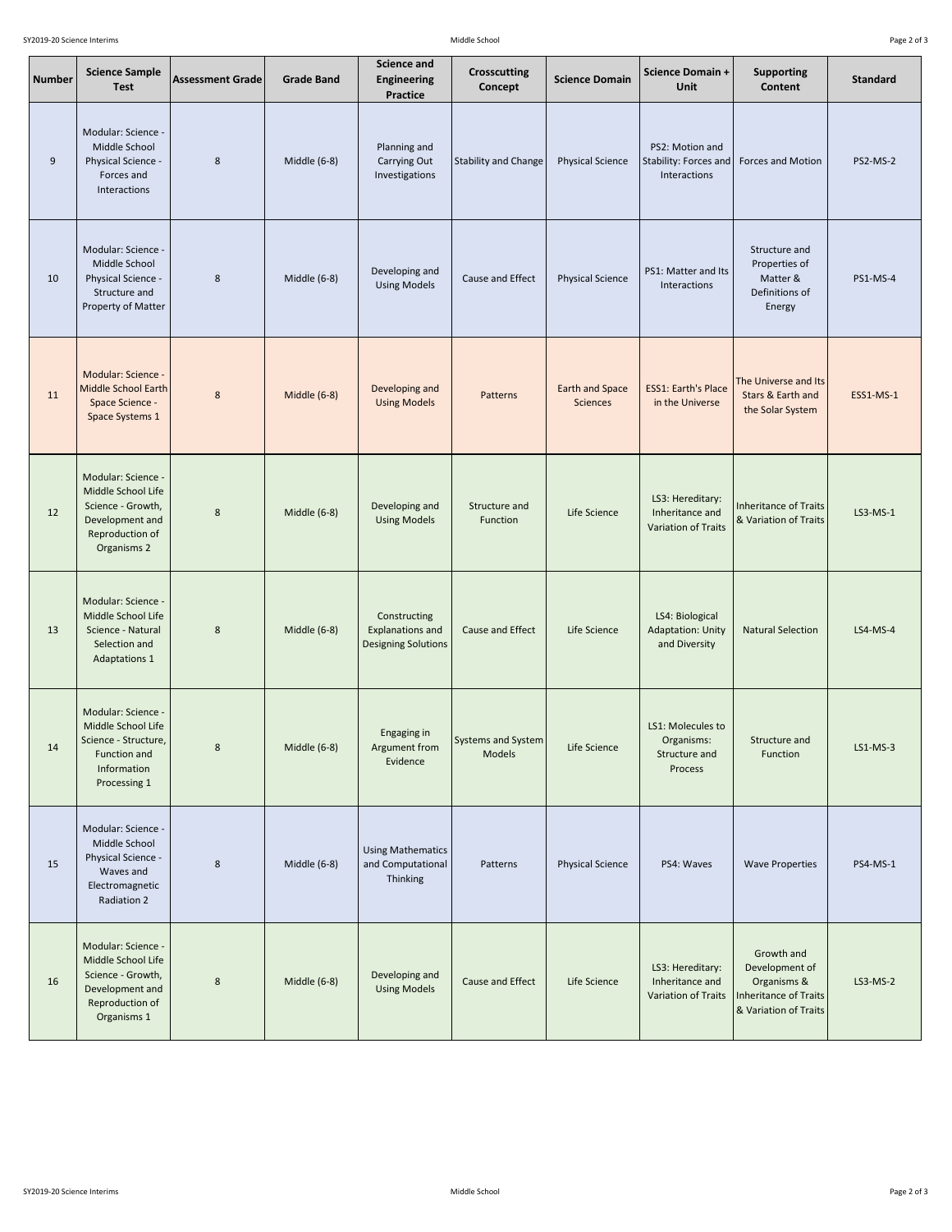| Number | Science Sample Test | Assessment Grade | Grade Band | Science and Engineering Practice | Crosscutting Concept | Science Domain | Science Domain + Unit | Supporting Content | Standard |
|---|---|---|---|---|---|---|---|---|---|
| 9 | Modular: Science - Middle School Physical Science - Forces and Interactions | 8 | Middle (6-8) | Planning and Carrying Out Investigations | Stability and Change | Physical Science | PS2: Motion and Stability: Forces and Interactions | Forces and Motion | PS2-MS-2 |
| 10 | Modular: Science - Middle School Physical Science - Structure and Property of Matter | 8 | Middle (6-8) | Developing and Using Models | Cause and Effect | Physical Science | PS1: Matter and Its Interactions | Structure and Properties of Matter & Definitions of Energy | PS1-MS-4 |
| 11 | Modular: Science - Middle School Earth Space Science - Space Systems 1 | 8 | Middle (6-8) | Developing and Using Models | Patterns | Earth and Space Sciences | ESS1: Earth's Place in the Universe | The Universe and Its Stars & Earth and the Solar System | ESS1-MS-1 |
| 12 | Modular: Science - Middle School Life Science - Growth, Development and Reproduction of Organisms 2 | 8 | Middle (6-8) | Developing and Using Models | Structure and Function | Life Science | LS3: Hereditary: Inheritance and Variation of Traits | Inheritance of Traits & Variation of Traits | LS3-MS-1 |
| 13 | Modular: Science - Middle School Life Science - Natural Selection and Adaptations 1 | 8 | Middle (6-8) | Constructing Explanations and Designing Solutions | Cause and Effect | Life Science | LS4: Biological Adaptation: Unity and Diversity | Natural Selection | LS4-MS-4 |
| 14 | Modular: Science - Middle School Life Science - Structure, Function and Information Processing 1 | 8 | Middle (6-8) | Engaging in Argument from Evidence | Systems and System Models | Life Science | LS1: Molecules to Organisms: Structure and Process | Structure and Function | LS1-MS-3 |
| 15 | Modular: Science - Middle School Physical Science - Waves and Electromagnetic Radiation 2 | 8 | Middle (6-8) | Using Mathematics and Computational Thinking | Patterns | Physical Science | PS4: Waves | Wave Properties | PS4-MS-1 |
| 16 | Modular: Science - Middle School Life Science - Growth, Development and Reproduction of Organisms 1 | 8 | Middle (6-8) | Developing and Using Models | Cause and Effect | Life Science | LS3: Hereditary: Inheritance and Variation of Traits | Growth and Development of Organisms & Inheritance of Traits & Variation of Traits | LS3-MS-2 |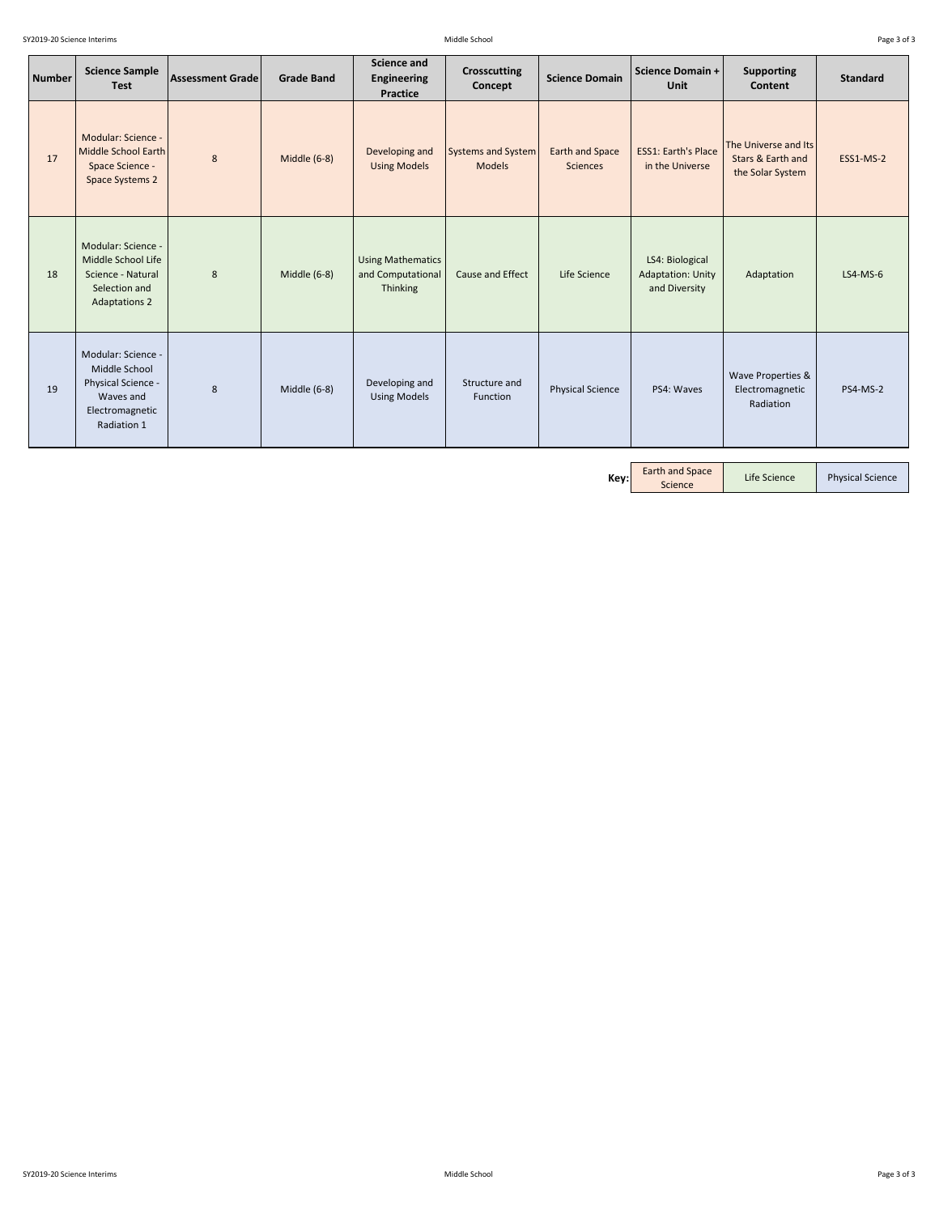| Number | Science Sample Test | Assessment Grade | Grade Band | Science and Engineering Practice | Crosscutting Concept | Science Domain | Science Domain + Unit | Supporting Content | Standard |
|---|---|---|---|---|---|---|---|---|---|
| 17 | Modular: Science - Middle School Earth Space Science - Space Systems 2 | 8 | Middle (6-8) | Developing and Using Models | Systems and System Models | Earth and Space Sciences | ESS1: Earth's Place in the Universe | The Universe and Its Stars & Earth and the Solar System | ESS1-MS-2 |
| 18 | Modular: Science - Middle School Life Science - Natural Selection and Adaptations 2 | 8 | Middle (6-8) | Using Mathematics and Computational Thinking | Cause and Effect | Life Science | LS4: Biological Adaptation: Unity and Diversity | Adaptation | LS4-MS-6 |
| 19 | Modular: Science - Middle School Physical Science - Waves and Electromagnetic Radiation 1 | 8 | Middle (6-8) | Developing and Using Models | Structure and Function | Physical Science | PS4: Waves | Wave Properties & Electromagnetic Radiation | PS4-MS-2 |

| Key: | Earth and Space Science | Life Science | Physical Science |
|---|---|---|---|